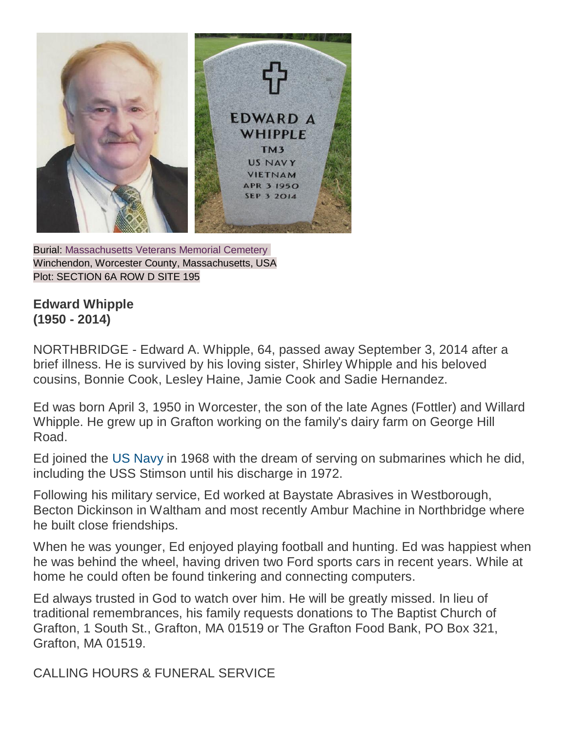Burial: Massachusetts Veterans Memorial Cemetery
Winchendon, Worcester County, Massachusetts, USA
Plot: SECTION 6A ROW D SITE 195

**Edward Whipple**
**(1950 - 2014)**

NORTHBRIDGE - Edward A. Whipple, 64, passed away September 3, 2014 after a brief illness. He is survived by his loving sister, Shirley Whipple and his beloved cousins, Bonnie Cook, Lesley Haine, Jamie Cook and Sadie Hernandez.

Ed was born April 3, 1950 in Worcester, the son of the late Agnes (Fottler) and Willard Whipple. He grew up in Grafton working on the family's dairy farm on George Hill Road.

Ed joined the US Navy in 1968 with the dream of serving on submarines which he did, including the USS Stimson until his discharge in 1972.

Following his military service, Ed worked at Baystate Abrasives in Westborough, Becton Dickinson in Waltham and most recently Ambur Machine in Northbridge where he built close friendships.

When he was younger, Ed enjoyed playing football and hunting. Ed was happiest when he was behind the wheel, having driven two Ford sports cars in recent years. While at home he could often be found tinkering and connecting computers.

Ed always trusted in God to watch over him. He will be greatly missed. In lieu of traditional remembrances, his family requests donations to The Baptist Church of Grafton, 1 South St., Grafton, MA 01519 or The Grafton Food Bank, PO Box 321, Grafton, MA 01519.

CALLING HOURS & FUNERAL SERVICE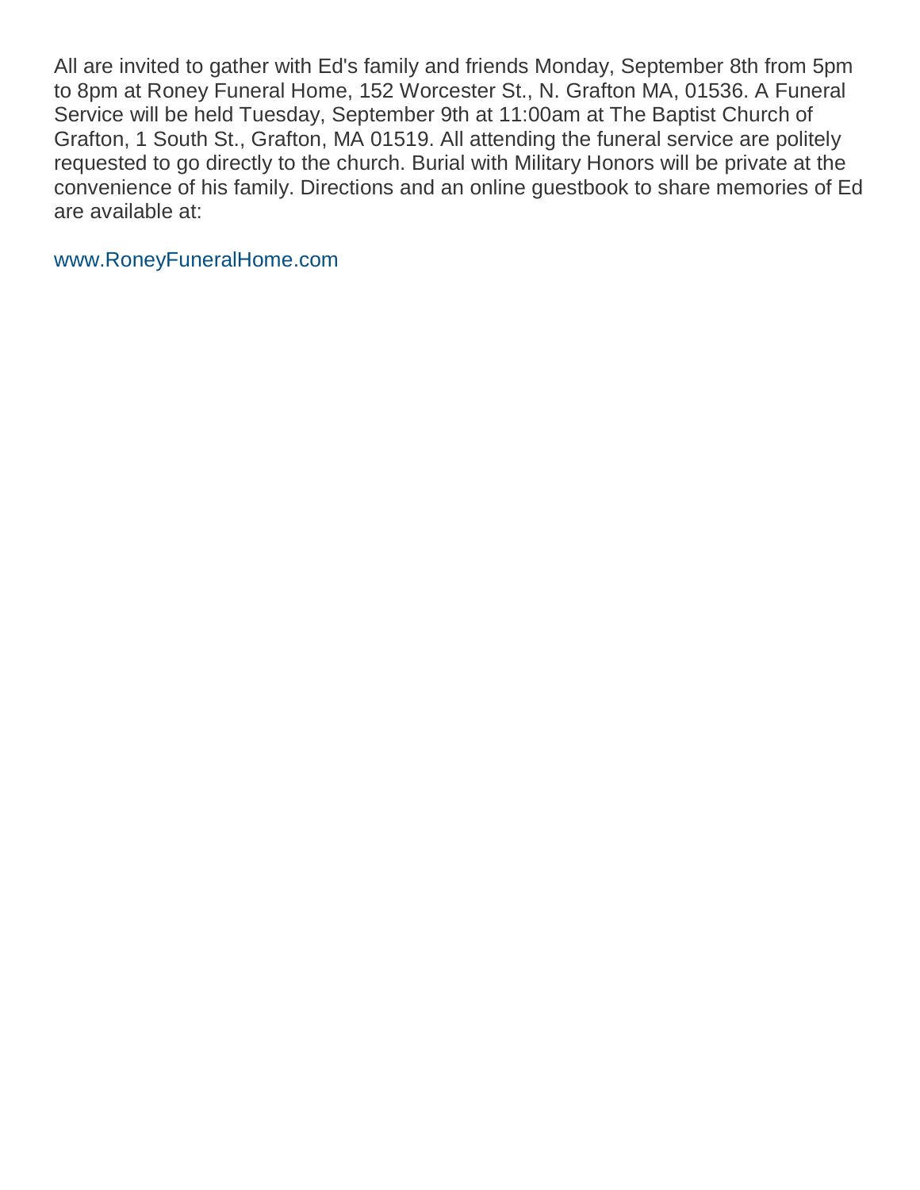All are invited to gather with Ed's family and friends Monday, September 8th from 5pm to 8pm at Roney Funeral Home, 152 Worcester St., N. Grafton MA, 01536. A Funeral Service will be held Tuesday, September 9th at 11:00am at The Baptist Church of Grafton, 1 South St., Grafton, MA 01519. All attending the funeral service are politely requested to go directly to the church. Burial with Military Honors will be private at the convenience of his family. Directions and an online guestbook to share memories of Ed are available at:

www.RoneyFuneralHome.com